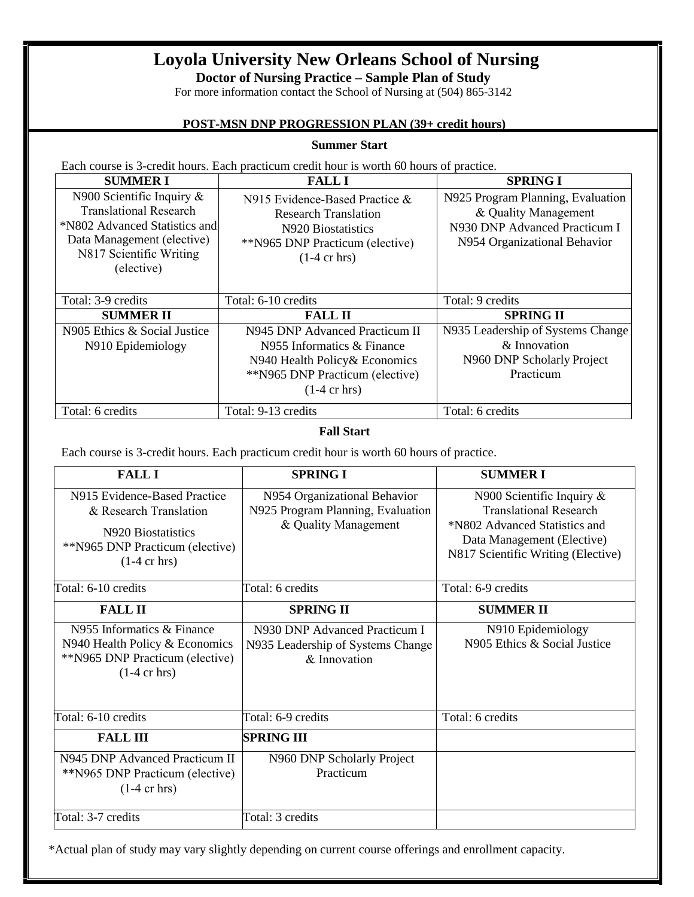# Loyola University New Orleans School of Nursing

**Doctor of Nursing Practice – Sample Plan of Study**

For more information contact the School of Nursing at (504) 865-3142

## POST-MSN DNP PROGRESSION PLAN (39+ credit hours)

### Summer Start

Each course is 3-credit hours. Each practicum credit hour is worth 60 hours of practice.

| SUMMER I | FALL I | SPRING I |
|---|---|---|
| N900 Scientific Inquiry & Translational Research<br>*N802 Advanced Statistics and Data Management (elective)<br>N817 Scientific Writing (elective) | N915 Evidence-Based Practice & Research Translation<br>N920 Biostatistics<br>**N965 DNP Practicum (elective) (1-4 cr hrs) | N925 Program Planning, Evaluation & Quality Management<br>N930 DNP Advanced Practicum I<br>N954 Organizational Behavior |
| Total: 3-9 credits | Total: 6-10 credits | Total: 9 credits |
| **SUMMER II** | **FALL II** | **SPRING II** |
| N905 Ethics & Social Justice<br>N910 Epidemiology | N945 DNP Advanced Practicum II<br>N955 Informatics & Finance<br>N940 Health Policy& Economics<br>**N965 DNP Practicum (elective) (1-4 cr hrs) | N935 Leadership of Systems Change & Innovation<br>N960 DNP Scholarly Project Practicum |
| Total: 6 credits | Total: 9-13 credits | Total: 6 credits |

### Fall Start

Each course is 3-credit hours. Each practicum credit hour is worth 60 hours of practice.

| FALL I | SPRING I | SUMMER I |
|---|---|---|
| N915 Evidence-Based Practice & Research Translation<br>N920 Biostatistics<br>**N965 DNP Practicum (elective) (1-4 cr hrs) | N954 Organizational Behavior<br>N925 Program Planning, Evaluation & Quality Management | N900 Scientific Inquiry & Translational Research<br>*N802 Advanced Statistics and Data Management (Elective)<br>N817 Scientific Writing (Elective) |
| Total: 6-10 credits | Total: 6 credits | Total: 6-9 credits |
| **FALL II** | **SPRING II** | **SUMMER II** |
| N955 Informatics & Finance<br>N940 Health Policy & Economics<br>**N965 DNP Practicum (elective) (1-4 cr hrs) | N930 DNP Advanced Practicum I<br>N935 Leadership of Systems Change & Innovation | N910 Epidemiology<br>N905 Ethics & Social Justice |
| Total: 6-10 credits | Total: 6-9 credits | Total: 6 credits |
| **FALL III** | **SPRING III** | |
| N945 DNP Advanced Practicum II<br>**N965 DNP Practicum (elective) (1-4 cr hrs) | N960 DNP Scholarly Project Practicum | |
| Total: 3-7 credits | Total: 3 credits | |

*Actual plan of study may vary slightly depending on current course offerings and enrollment capacity.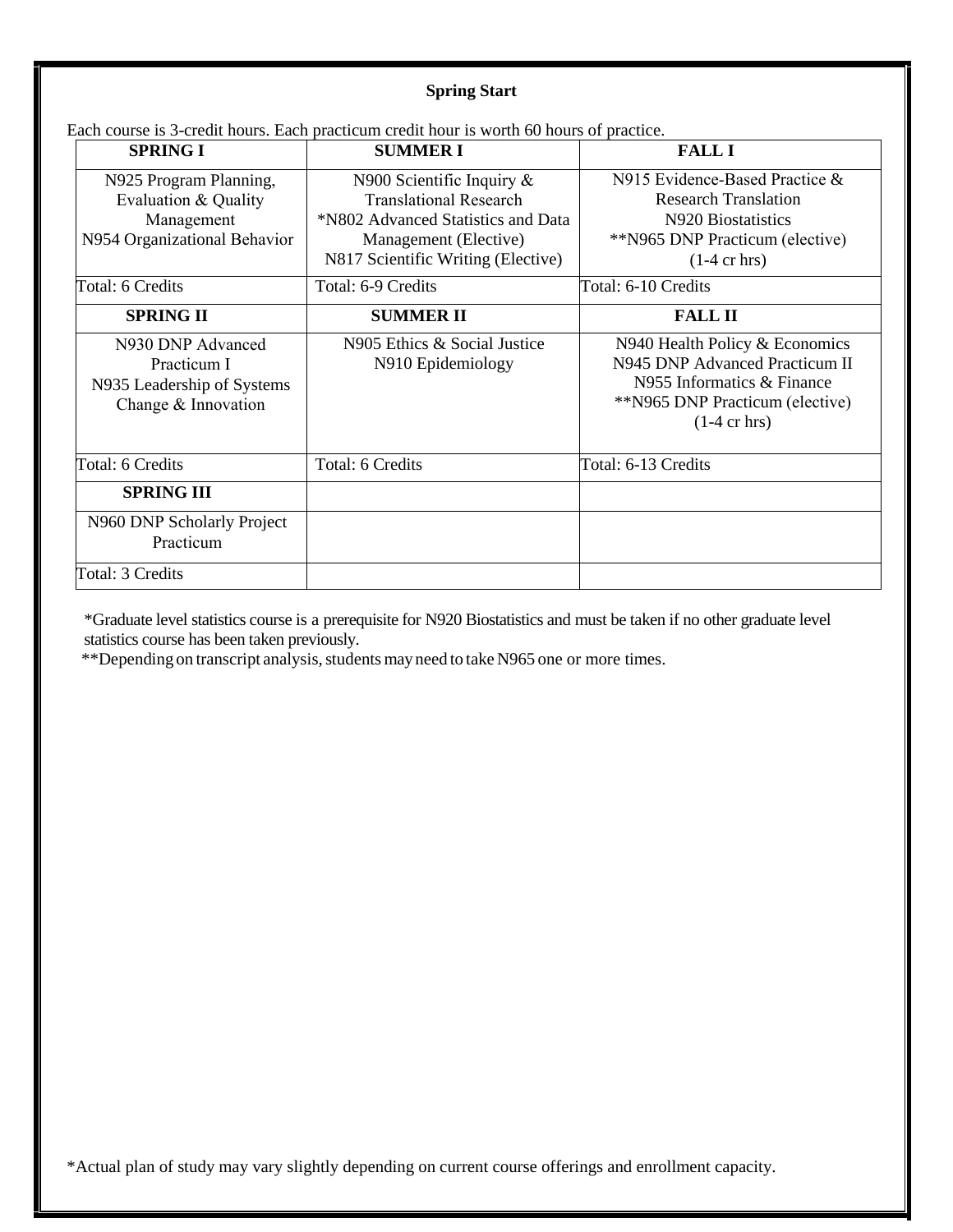## Spring Start

Each course is 3-credit hours. Each practicum credit hour is worth 60 hours of practice.

| SPRING I | SUMMER I | FALL I |
|---|---|---|
| N925 Program Planning, Evaluation & Quality Management<br>N954 Organizational Behavior | N900 Scientific Inquiry & Translational Research<br>*N802 Advanced Statistics and Data Management (Elective)<br>N817 Scientific Writing (Elective) | N915 Evidence-Based Practice & Research Translation<br>N920 Biostatistics<br>**N965 DNP Practicum (elective) (1-4 cr hrs) |
| Total: 6 Credits | Total: 6-9 Credits | Total: 6-10 Credits |
| **SPRING II** | **SUMMER II** | **FALL II** |
| N930 DNP Advanced Practicum I<br>N935 Leadership of Systems Change & Innovation | N905 Ethics & Social Justice<br>N910 Epidemiology | N940 Health Policy & Economics<br>N945 DNP Advanced Practicum II<br>N955 Informatics & Finance<br>**N965 DNP Practicum (elective) (1-4 cr hrs) |
| Total: 6 Credits | Total: 6 Credits | Total: 6-13 Credits |
| **SPRING III** | | |
| N960 DNP Scholarly Project Practicum | | |
| Total: 3 Credits | | |

*Graduate level statistics course is a prerequisite for N920 Biostatistics and must be taken if no other graduate level statistics course has been taken previously.

**Depending on transcript analysis, students may need to take N965 one or more times.

*Actual plan of study may vary slightly depending on current course offerings and enrollment capacity.